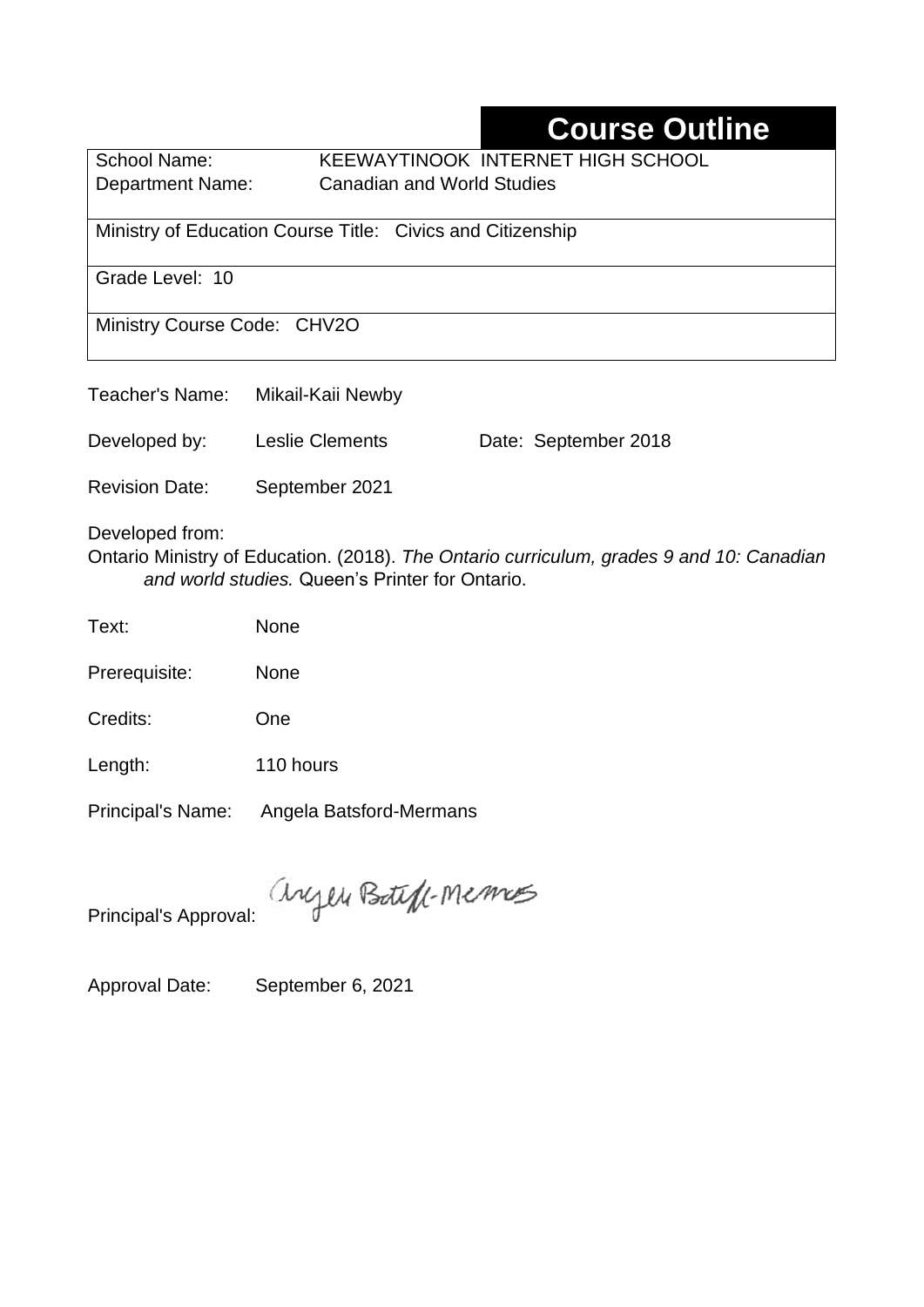# Course Outline

| | |
|---|---|
| School Name: | KEEWAYTINOOK INTERNET HIGH SCHOOL |
| Department Name: | Canadian and World Studies |
| Ministry of Education Course Title: Civics and Citizenship | |
| Grade Level: 10 | |
| Ministry Course Code: CHV2O | |

Teacher's Name: Mikail-Kaii Newby

Developed by: Leslie Clements Date: September 2018

Revision Date: September 2021

Developed from:
Ontario Ministry of Education. (2018). *The Ontario curriculum, grades 9 and 10: Canadian and world studies.* Queen's Printer for Ontario.

Text: None

Prerequisite: None

Credits: One

Length: 110 hours

Principal's Name: Angela Batsford-Mermans

Principal's Approval: Angela Batsford-Mermans

Approval Date: September 6, 2021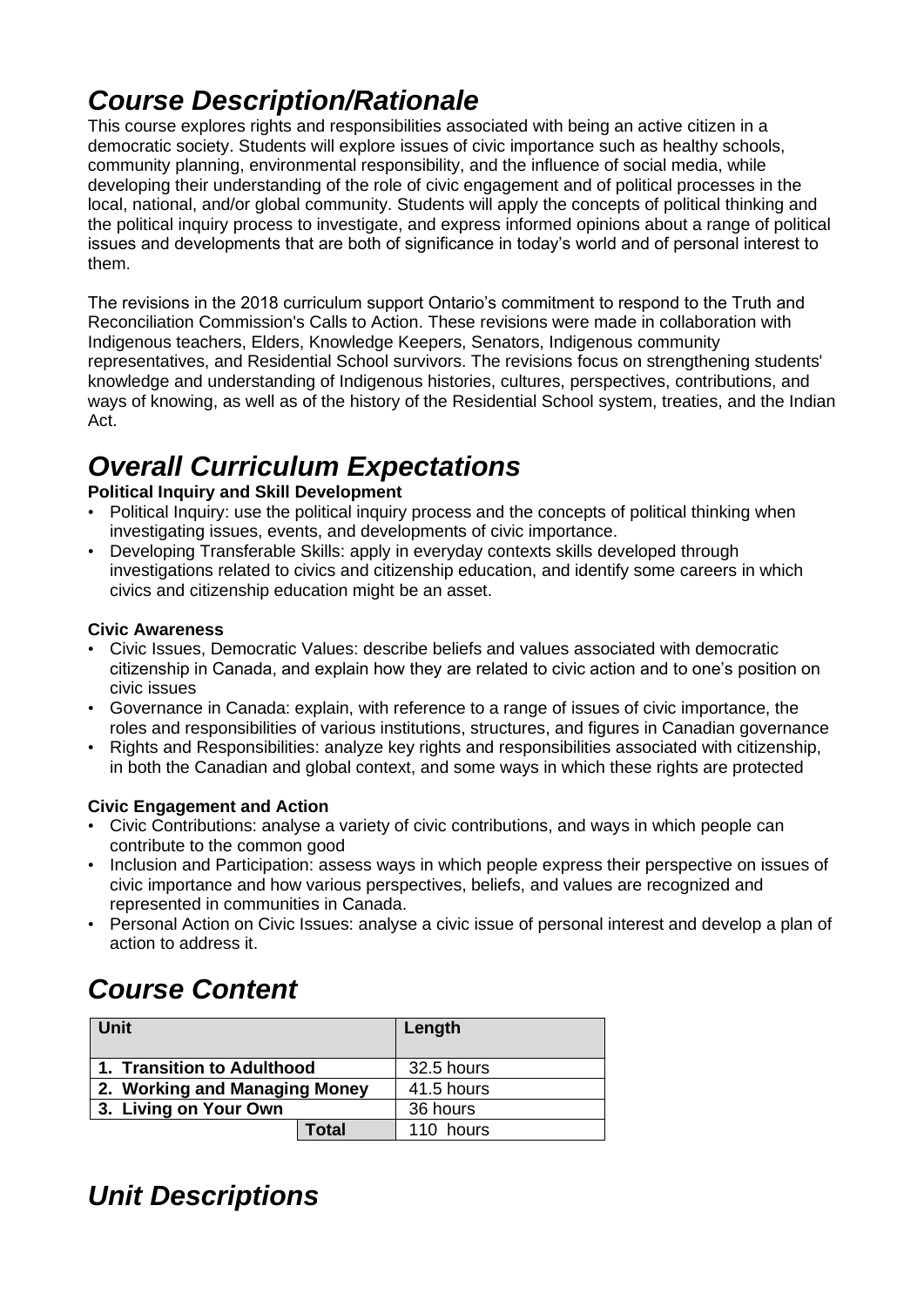# *Course Description/Rationale*

This course explores rights and responsibilities associated with being an active citizen in a democratic society. Students will explore issues of civic importance such as healthy schools, community planning, environmental responsibility, and the influence of social media, while developing their understanding of the role of civic engagement and of political processes in the local, national, and/or global community. Students will apply the concepts of political thinking and the political inquiry process to investigate, and express informed opinions about a range of political issues and developments that are both of significance in today's world and of personal interest to them.

The revisions in the 2018 curriculum support Ontario's commitment to respond to the Truth and Reconciliation Commission's Calls to Action. These revisions were made in collaboration with Indigenous teachers, Elders, Knowledge Keepers, Senators, Indigenous community representatives, and Residential School survivors. The revisions focus on strengthening students' knowledge and understanding of Indigenous histories, cultures, perspectives, contributions, and ways of knowing, as well as of the history of the Residential School system, treaties, and the Indian Act.

# *Overall Curriculum Expectations*

**Political Inquiry and Skill Development**

- Political Inquiry: use the political inquiry process and the concepts of political thinking when investigating issues, events, and developments of civic importance.
- Developing Transferable Skills: apply in everyday contexts skills developed through investigations related to civics and citizenship education, and identify some careers in which civics and citizenship education might be an asset.

**Civic Awareness**

- Civic Issues, Democratic Values: describe beliefs and values associated with democratic citizenship in Canada, and explain how they are related to civic action and to one's position on civic issues
- Governance in Canada: explain, with reference to a range of issues of civic importance, the roles and responsibilities of various institutions, structures, and figures in Canadian governance
- Rights and Responsibilities: analyze key rights and responsibilities associated with citizenship, in both the Canadian and global context, and some ways in which these rights are protected

**Civic Engagement and Action**

- Civic Contributions: analyse a variety of civic contributions, and ways in which people can contribute to the common good
- Inclusion and Participation: assess ways in which people express their perspective on issues of civic importance and how various perspectives, beliefs, and values are recognized and represented in communities in Canada.
- Personal Action on Civic Issues: analyse a civic issue of personal interest and develop a plan of action to address it.

# *Course Content*

| Unit | | Length |
|---|---|---|
| **1. Transition to Adulthood** | | 32.5 hours |
| **2. Working and Managing Money** | | 41.5 hours |
| **3. Living on Your Own** | | 36 hours |
| | **Total** | 110 hours |

# *Unit Descriptions*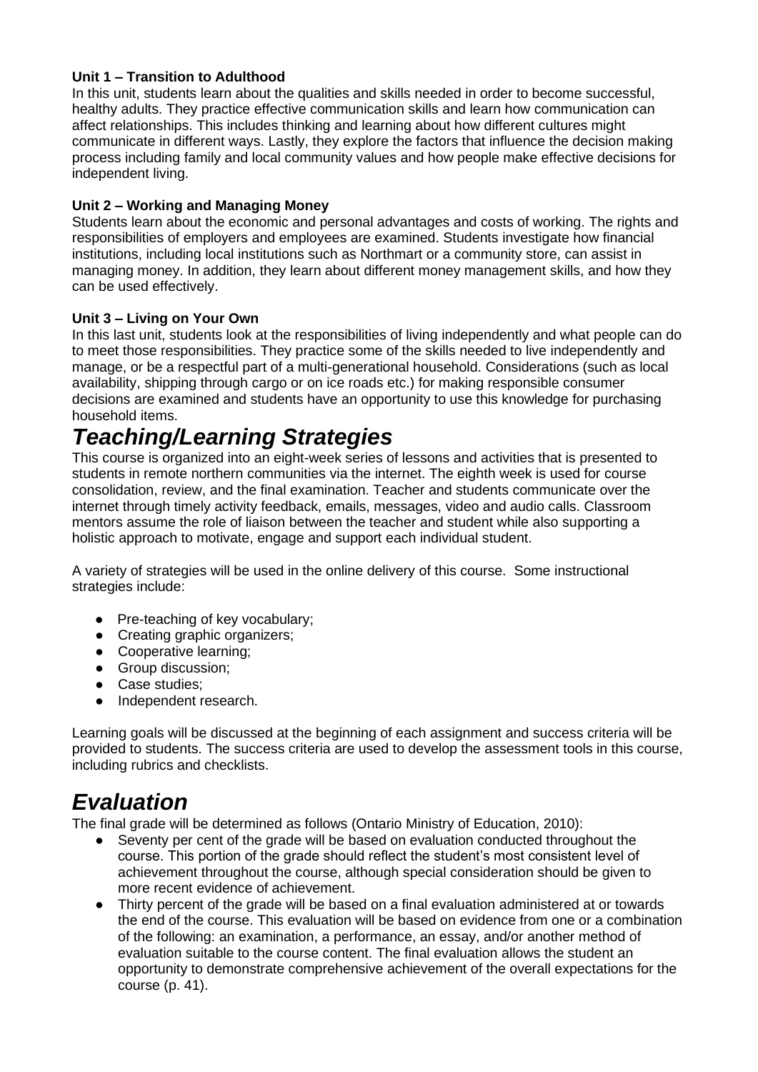**Unit 1 – Transition to Adulthood**

In this unit, students learn about the qualities and skills needed in order to become successful, healthy adults. They practice effective communication skills and learn how communication can affect relationships. This includes thinking and learning about how different cultures might communicate in different ways. Lastly, they explore the factors that influence the decision making process including family and local community values and how people make effective decisions for independent living.

**Unit 2 – Working and Managing Money**

Students learn about the economic and personal advantages and costs of working. The rights and responsibilities of employers and employees are examined. Students investigate how financial institutions, including local institutions such as Northmart or a community store, can assist in managing money. In addition, they learn about different money management skills, and how they can be used effectively.

**Unit 3 – Living on Your Own**

In this last unit, students look at the responsibilities of living independently and what people can do to meet those responsibilities. They practice some of the skills needed to live independently and manage, or be a respectful part of a multi-generational household. Considerations (such as local availability, shipping through cargo or on ice roads etc.) for making responsible consumer decisions are examined and students have an opportunity to use this knowledge for purchasing household items.

# *Teaching/Learning Strategies*

This course is organized into an eight-week series of lessons and activities that is presented to students in remote northern communities via the internet. The eighth week is used for course consolidation, review, and the final examination. Teacher and students communicate over the internet through timely activity feedback, emails, messages, video and audio calls. Classroom mentors assume the role of liaison between the teacher and student while also supporting a holistic approach to motivate, engage and support each individual student.

A variety of strategies will be used in the online delivery of this course. Some instructional strategies include:

- Pre-teaching of key vocabulary;
- Creating graphic organizers;
- Cooperative learning;
- Group discussion;
- Case studies;
- Independent research.

Learning goals will be discussed at the beginning of each assignment and success criteria will be provided to students. The success criteria are used to develop the assessment tools in this course, including rubrics and checklists.

# *Evaluation*

The final grade will be determined as follows (Ontario Ministry of Education, 2010):

- Seventy per cent of the grade will be based on evaluation conducted throughout the course. This portion of the grade should reflect the student's most consistent level of achievement throughout the course, although special consideration should be given to more recent evidence of achievement.
- Thirty percent of the grade will be based on a final evaluation administered at or towards the end of the course. This evaluation will be based on evidence from one or a combination of the following: an examination, a performance, an essay, and/or another method of evaluation suitable to the course content. The final evaluation allows the student an opportunity to demonstrate comprehensive achievement of the overall expectations for the course (p. 41).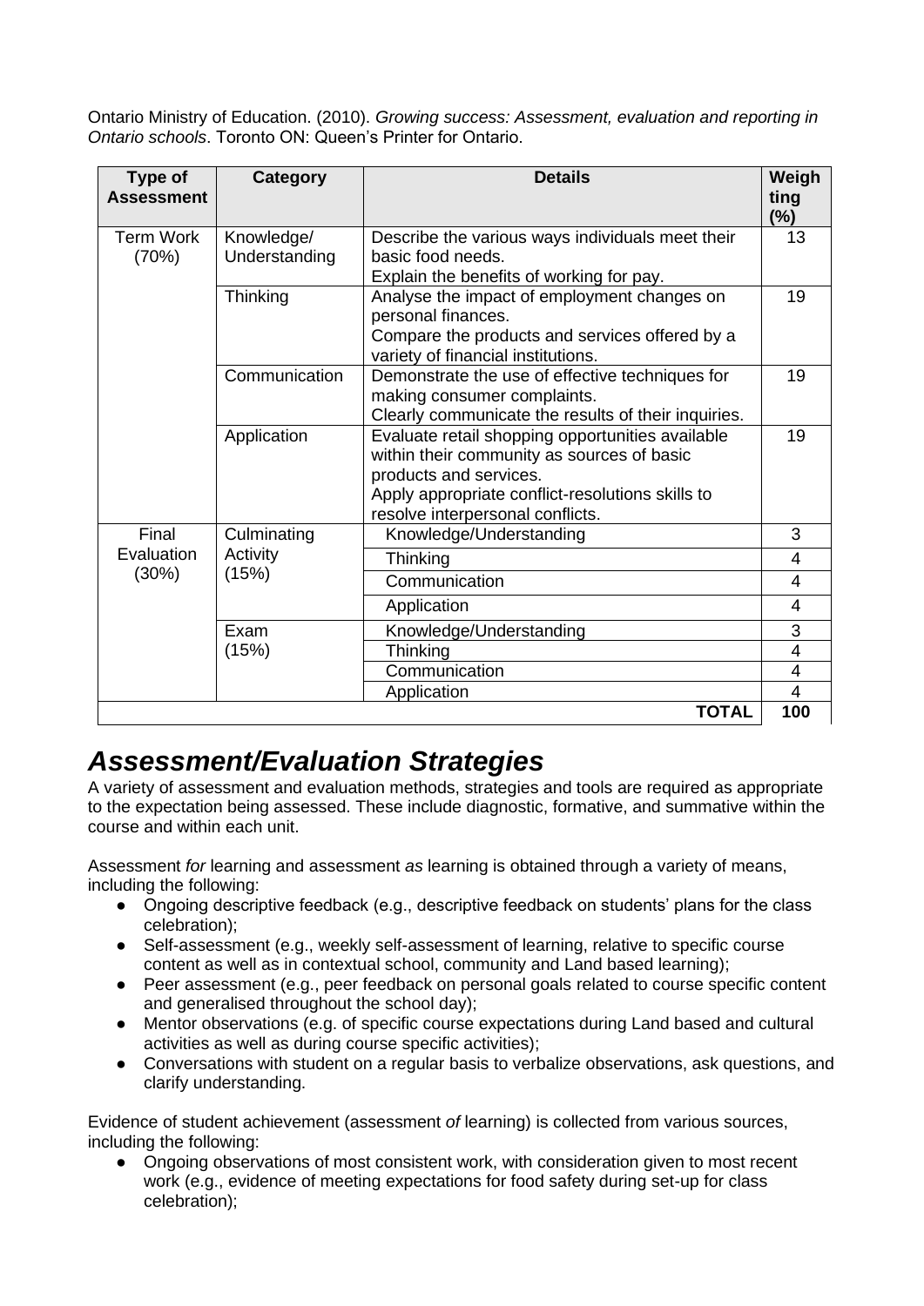Ontario Ministry of Education. (2010). *Growing success: Assessment, evaluation and reporting in Ontario schools*. Toronto ON: Queen's Printer for Ontario.

| Type of Assessment | Category | Details | Weighting (%) |
|---|---|---|---|
| Term Work (70%) | Knowledge/ Understanding | Describe the various ways individuals meet their basic food needs. Explain the benefits of working for pay. | 13 |
| | Thinking | Analyse the impact of employment changes on personal finances. Compare the products and services offered by a variety of financial institutions. | 19 |
| | Communication | Demonstrate the use of effective techniques for making consumer complaints. Clearly communicate the results of their inquiries. | 19 |
| | Application | Evaluate retail shopping opportunities available within their community as sources of basic products and services. Apply appropriate conflict-resolutions skills to resolve interpersonal conflicts. | 19 |
| Final Evaluation (30%) | Culminating Activity (15%) | Knowledge/Understanding | 3 |
| | | Thinking | 4 |
| | | Communication | 4 |
| | | Application | 4 |
| | Exam (15%) | Knowledge/Understanding | 3 |
| | | Thinking | 4 |
| | | Communication | 4 |
| | | Application | 4 |
| | | **TOTAL** | **100** |

## *Assessment/Evaluation Strategies*

A variety of assessment and evaluation methods, strategies and tools are required as appropriate to the expectation being assessed. These include diagnostic, formative, and summative within the course and within each unit.

Assessment *for* learning and assessment *as* learning is obtained through a variety of means, including the following:

- Ongoing descriptive feedback (e.g., descriptive feedback on students' plans for the class celebration);
- Self-assessment (e.g., weekly self-assessment of learning, relative to specific course content as well as in contextual school, community and Land based learning);
- Peer assessment (e.g., peer feedback on personal goals related to course specific content and generalised throughout the school day);
- Mentor observations (e.g. of specific course expectations during Land based and cultural activities as well as during course specific activities);
- Conversations with student on a regular basis to verbalize observations, ask questions, and clarify understanding.

Evidence of student achievement (assessment *of* learning) is collected from various sources, including the following:

- Ongoing observations of most consistent work, with consideration given to most recent work (e.g., evidence of meeting expectations for food safety during set-up for class celebration);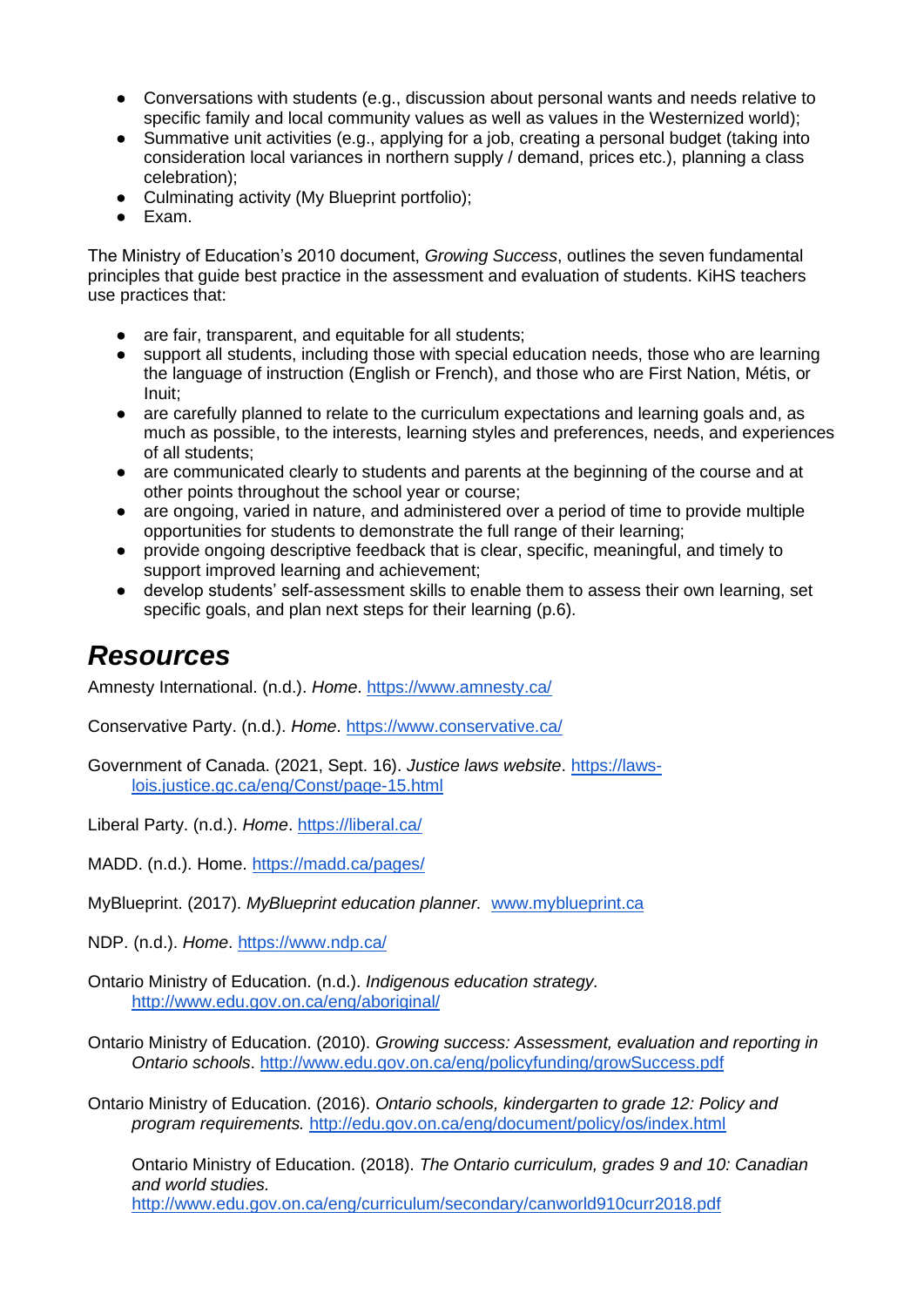- Conversations with students (e.g., discussion about personal wants and needs relative to specific family and local community values as well as values in the Westernized world);
- Summative unit activities (e.g., applying for a job, creating a personal budget (taking into consideration local variances in northern supply / demand, prices etc.), planning a class celebration);
- Culminating activity (My Blueprint portfolio);
- Exam.

The Ministry of Education's 2010 document, *Growing Success*, outlines the seven fundamental principles that guide best practice in the assessment and evaluation of students. KiHS teachers use practices that:

- are fair, transparent, and equitable for all students;
- support all students, including those with special education needs, those who are learning the language of instruction (English or French), and those who are First Nation, Métis, or Inuit;
- are carefully planned to relate to the curriculum expectations and learning goals and, as much as possible, to the interests, learning styles and preferences, needs, and experiences of all students;
- are communicated clearly to students and parents at the beginning of the course and at other points throughout the school year or course;
- are ongoing, varied in nature, and administered over a period of time to provide multiple opportunities for students to demonstrate the full range of their learning;
- provide ongoing descriptive feedback that is clear, specific, meaningful, and timely to support improved learning and achievement;
- develop students' self-assessment skills to enable them to assess their own learning, set specific goals, and plan next steps for their learning (p.6).

## *Resources*

Amnesty International. (n.d.). *Home*. https://www.amnesty.ca/

Conservative Party. (n.d.). *Home*. https://www.conservative.ca/

Government of Canada. (2021, Sept. 16). *Justice laws website*. https://laws-lois.justice.gc.ca/eng/Const/page-15.html

Liberal Party. (n.d.). *Home*. https://liberal.ca/

MADD. (n.d.). Home. https://madd.ca/pages/

MyBlueprint. (2017). *MyBlueprint education planner.* www.myblueprint.ca

NDP. (n.d.). *Home*. https://www.ndp.ca/

Ontario Ministry of Education. (n.d.). *Indigenous education strategy.* http://www.edu.gov.on.ca/eng/aboriginal/

Ontario Ministry of Education. (2010). *Growing success: Assessment, evaluation and reporting in Ontario schools*. http://www.edu.gov.on.ca/eng/policyfunding/growSuccess.pdf

Ontario Ministry of Education. (2016). *Ontario schools, kindergarten to grade 12: Policy and program requirements.* http://edu.gov.on.ca/eng/document/policy/os/index.html

Ontario Ministry of Education. (2018). *The Ontario curriculum, grades 9 and 10: Canadian and world studies.* http://www.edu.gov.on.ca/eng/curriculum/secondary/canworld910curr2018.pdf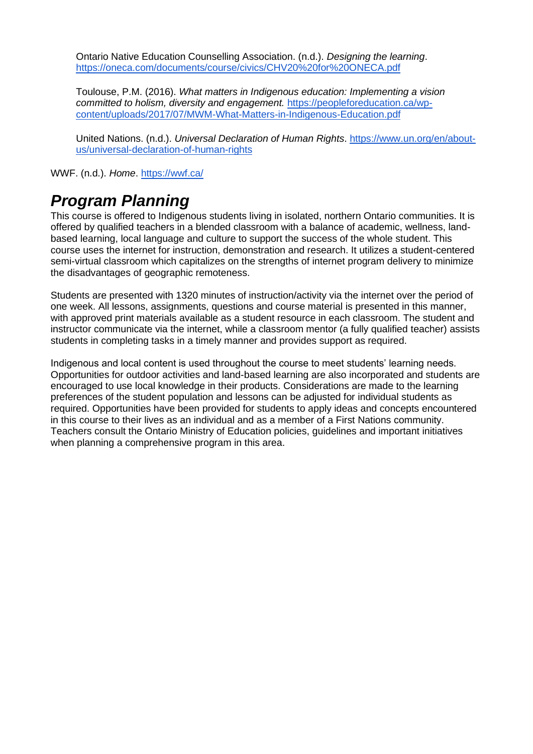Ontario Native Education Counselling Association. (n.d.). *Designing the learning*. https://oneca.com/documents/course/civics/CHV20%20for%20ONECA.pdf

Toulouse, P.M. (2016). *What matters in Indigenous education: Implementing a vision committed to holism, diversity and engagement.* https://peopleforeducation.ca/wp-content/uploads/2017/07/MWM-What-Matters-in-Indigenous-Education.pdf

United Nations. (n.d.). *Universal Declaration of Human Rights*. https://www.un.org/en/about-us/universal-declaration-of-human-rights

WWF. (n.d.). *Home*. https://wwf.ca/

# ***Program Planning***

This course is offered to Indigenous students living in isolated, northern Ontario communities. It is offered by qualified teachers in a blended classroom with a balance of academic, wellness, land-based learning, local language and culture to support the success of the whole student. This course uses the internet for instruction, demonstration and research. It utilizes a student-centered semi-virtual classroom which capitalizes on the strengths of internet program delivery to minimize the disadvantages of geographic remoteness.

Students are presented with 1320 minutes of instruction/activity via the internet over the period of one week. All lessons, assignments, questions and course material is presented in this manner, with approved print materials available as a student resource in each classroom. The student and instructor communicate via the internet, while a classroom mentor (a fully qualified teacher) assists students in completing tasks in a timely manner and provides support as required.

Indigenous and local content is used throughout the course to meet students' learning needs. Opportunities for outdoor activities and land-based learning are also incorporated and students are encouraged to use local knowledge in their products. Considerations are made to the learning preferences of the student population and lessons can be adjusted for individual students as required. Opportunities have been provided for students to apply ideas and concepts encountered in this course to their lives as an individual and as a member of a First Nations community. Teachers consult the Ontario Ministry of Education policies, guidelines and important initiatives when planning a comprehensive program in this area.